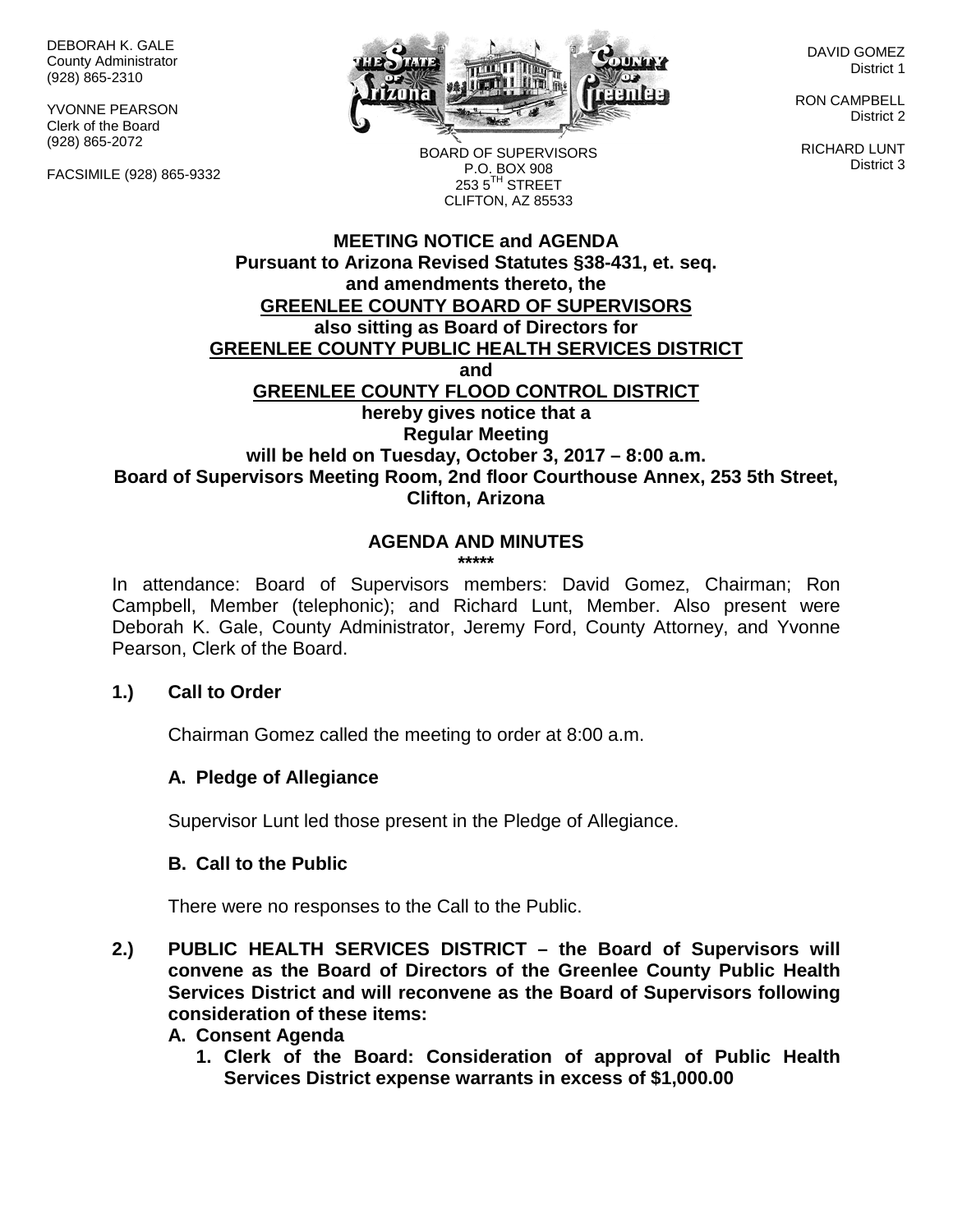DEBORAH K. GALE
County Administrator
(928) 865-2310

YVONNE PEARSON
Clerk of the Board
(928) 865-2072

FACSIMILE (928) 865-9332

BOARD OF SUPERVISORS
P.O. BOX 908
253 5TH STREET
CLIFTON, AZ 85533

DAVID GOMEZ
District 1

RON CAMPBELL
District 2

RICHARD LUNT
District 3

**MEETING NOTICE and AGENDA**
**Pursuant to Arizona Revised Statutes §38-431, et. seq. and amendments thereto, the**
**GREENLEE COUNTY BOARD OF SUPERVISORS**
**also sitting as Board of Directors for**
**GREENLEE COUNTY PUBLIC HEALTH SERVICES DISTRICT**
**and**
**GREENLEE COUNTY FLOOD CONTROL DISTRICT**
**hereby gives notice that a**
**Regular Meeting**
**will be held on Tuesday, October 3, 2017 – 8:00 a.m.**
**Board of Supervisors Meeting Room, 2nd floor Courthouse Annex, 253 5th Street, Clifton, Arizona**

## AGENDA AND MINUTES

*****

In attendance: Board of Supervisors members: David Gomez, Chairman; Ron Campbell, Member (telephonic); and Richard Lunt, Member. Also present were Deborah K. Gale, County Administrator, Jeremy Ford, County Attorney, and Yvonne Pearson, Clerk of the Board.

**1.) Call to Order**

Chairman Gomez called the meeting to order at 8:00 a.m.

**A. Pledge of Allegiance**

Supervisor Lunt led those present in the Pledge of Allegiance.

**B. Call to the Public**

There were no responses to the Call to the Public.

**2.) PUBLIC HEALTH SERVICES DISTRICT – the Board of Supervisors will convene as the Board of Directors of the Greenlee County Public Health Services District and will reconvene as the Board of Supervisors following consideration of these items:**

**A. Consent Agenda**

**1. Clerk of the Board: Consideration of approval of Public Health Services District expense warrants in excess of $1,000.00**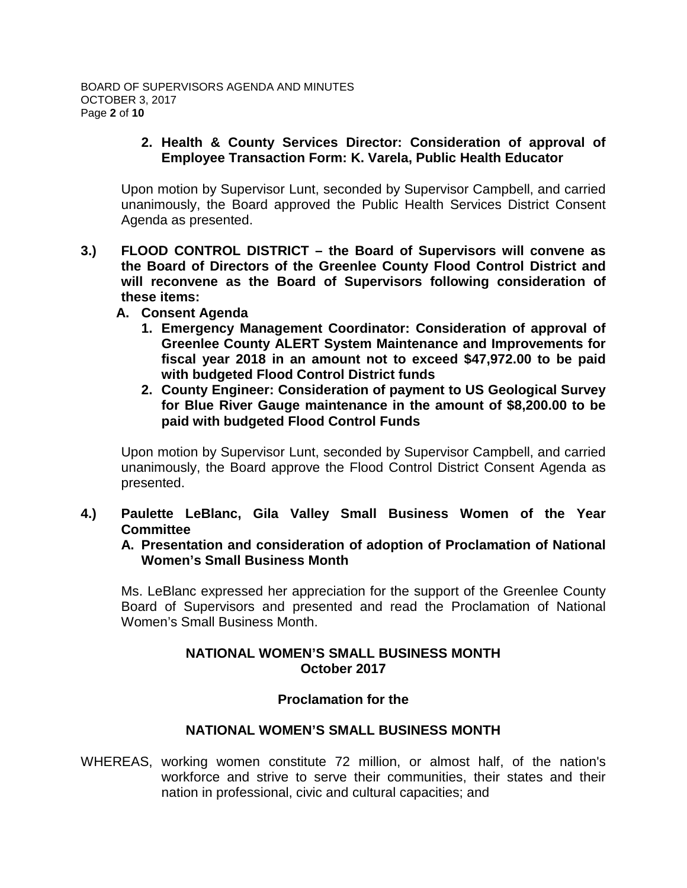**2. Health & County Services Director: Consideration of approval of Employee Transaction Form: K. Varela, Public Health Educator**

Upon motion by Supervisor Lunt, seconded by Supervisor Campbell, and carried unanimously, the Board approved the Public Health Services District Consent Agenda as presented.

**3.) FLOOD CONTROL DISTRICT – the Board of Supervisors will convene as the Board of Directors of the Greenlee County Flood Control District and will reconvene as the Board of Supervisors following consideration of these items:**

**A. Consent Agenda**

**1. Emergency Management Coordinator: Consideration of approval of Greenlee County ALERT System Maintenance and Improvements for fiscal year 2018 in an amount not to exceed $47,972.00 to be paid with budgeted Flood Control District funds**

**2. County Engineer: Consideration of payment to US Geological Survey for Blue River Gauge maintenance in the amount of $8,200.00 to be paid with budgeted Flood Control Funds**

Upon motion by Supervisor Lunt, seconded by Supervisor Campbell, and carried unanimously, the Board approve the Flood Control District Consent Agenda as presented.

**4.) Paulette LeBlanc, Gila Valley Small Business Women of the Year Committee**

**A. Presentation and consideration of adoption of Proclamation of National Women's Small Business Month**

Ms. LeBlanc expressed her appreciation for the support of the Greenlee County Board of Supervisors and presented and read the Proclamation of National Women's Small Business Month.

**NATIONAL WOMEN'S SMALL BUSINESS MONTH**
**October 2017**

**Proclamation for the**

**NATIONAL WOMEN'S SMALL BUSINESS MONTH**

WHEREAS, working women constitute 72 million, or almost half, of the nation's workforce and strive to serve their communities, their states and their nation in professional, civic and cultural capacities; and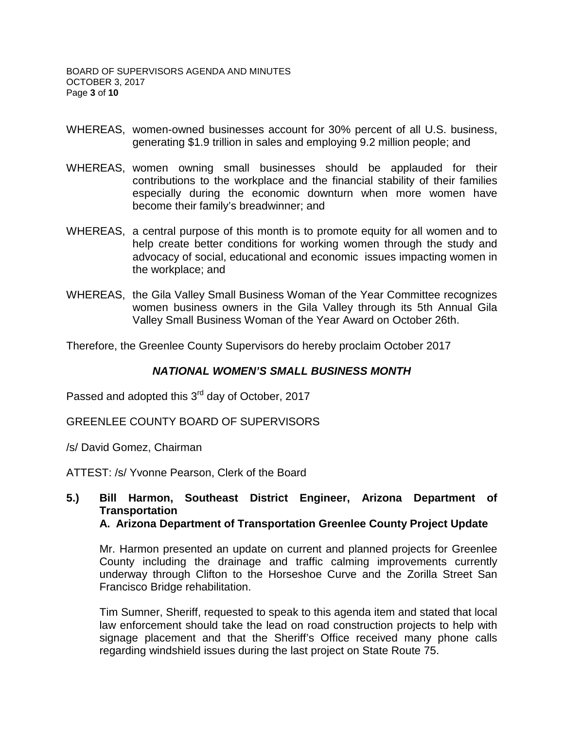WHEREAS, women-owned businesses account for 30% percent of all U.S. business, generating $1.9 trillion in sales and employing 9.2 million people; and

WHEREAS, women owning small businesses should be applauded for their contributions to the workplace and the financial stability of their families especially during the economic downturn when more women have become their family's breadwinner; and

WHEREAS, a central purpose of this month is to promote equity for all women and to help create better conditions for working women through the study and advocacy of social, educational and economic issues impacting women in the workplace; and

WHEREAS, the Gila Valley Small Business Woman of the Year Committee recognizes women business owners in the Gila Valley through its 5th Annual Gila Valley Small Business Woman of the Year Award on October 26th.

Therefore, the Greenlee County Supervisors do hereby proclaim October 2017

***NATIONAL WOMEN'S SMALL BUSINESS MONTH***

Passed and adopted this 3rd day of October, 2017

GREENLEE COUNTY BOARD OF SUPERVISORS

/s/ David Gomez, Chairman

ATTEST: /s/ Yvonne Pearson, Clerk of the Board

**5.) Bill Harmon, Southeast District Engineer, Arizona Department of Transportation**

**A. Arizona Department of Transportation Greenlee County Project Update**

Mr. Harmon presented an update on current and planned projects for Greenlee County including the drainage and traffic calming improvements currently underway through Clifton to the Horseshoe Curve and the Zorilla Street San Francisco Bridge rehabilitation.

Tim Sumner, Sheriff, requested to speak to this agenda item and stated that local law enforcement should take the lead on road construction projects to help with signage placement and that the Sheriff's Office received many phone calls regarding windshield issues during the last project on State Route 75.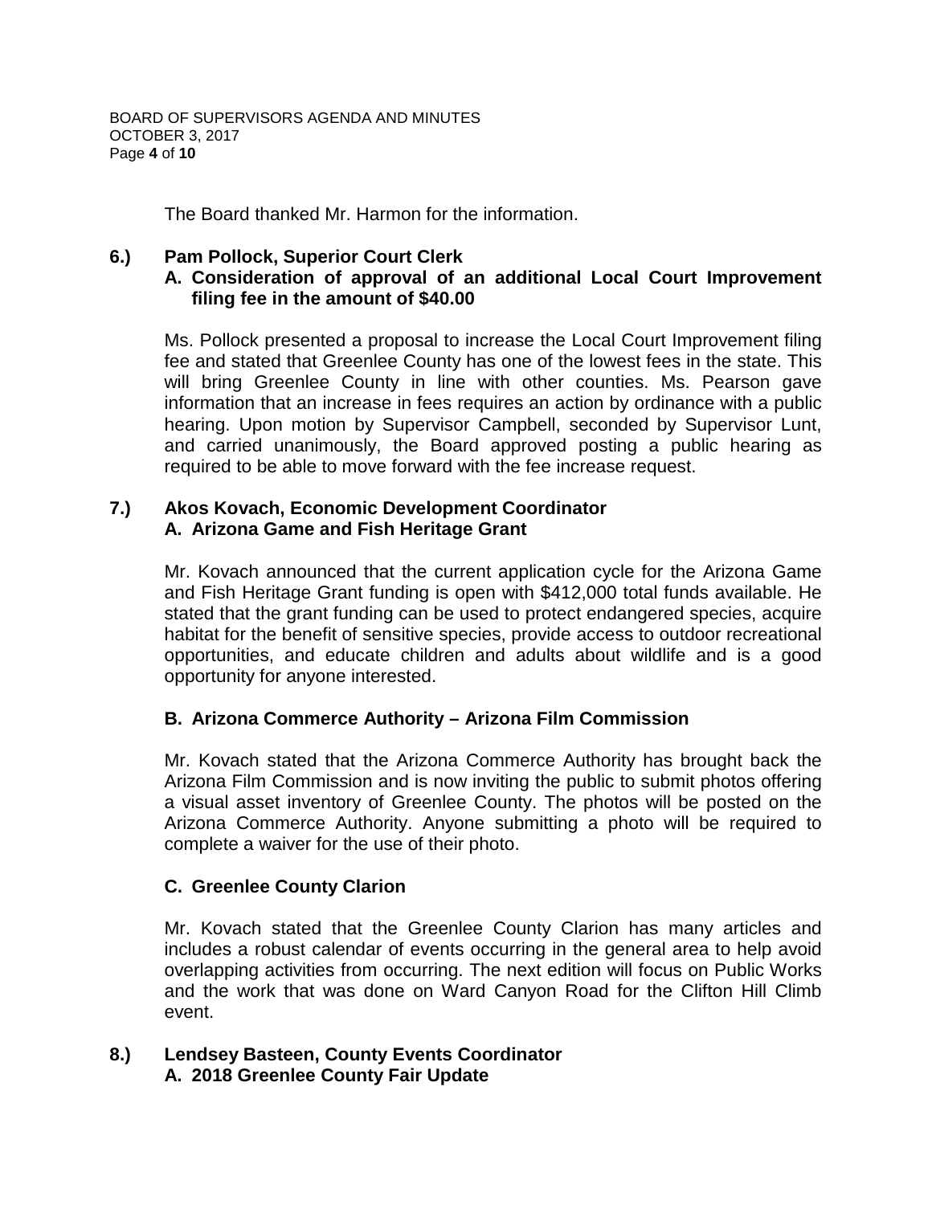The Board thanked Mr. Harmon for the information.

**6.) Pam Pollock, Superior Court Clerk**

**A. Consideration of approval of an additional Local Court Improvement filing fee in the amount of $40.00**

Ms. Pollock presented a proposal to increase the Local Court Improvement filing fee and stated that Greenlee County has one of the lowest fees in the state. This will bring Greenlee County in line with other counties. Ms. Pearson gave information that an increase in fees requires an action by ordinance with a public hearing. Upon motion by Supervisor Campbell, seconded by Supervisor Lunt, and carried unanimously, the Board approved posting a public hearing as required to be able to move forward with the fee increase request.

**7.) Akos Kovach, Economic Development Coordinator**

**A. Arizona Game and Fish Heritage Grant**

Mr. Kovach announced that the current application cycle for the Arizona Game and Fish Heritage Grant funding is open with $412,000 total funds available. He stated that the grant funding can be used to protect endangered species, acquire habitat for the benefit of sensitive species, provide access to outdoor recreational opportunities, and educate children and adults about wildlife and is a good opportunity for anyone interested.

**B. Arizona Commerce Authority – Arizona Film Commission**

Mr. Kovach stated that the Arizona Commerce Authority has brought back the Arizona Film Commission and is now inviting the public to submit photos offering a visual asset inventory of Greenlee County. The photos will be posted on the Arizona Commerce Authority. Anyone submitting a photo will be required to complete a waiver for the use of their photo.

**C. Greenlee County Clarion**

Mr. Kovach stated that the Greenlee County Clarion has many articles and includes a robust calendar of events occurring in the general area to help avoid overlapping activities from occurring. The next edition will focus on Public Works and the work that was done on Ward Canyon Road for the Clifton Hill Climb event.

**8.) Lendsey Basteen, County Events Coordinator**

**A. 2018 Greenlee County Fair Update**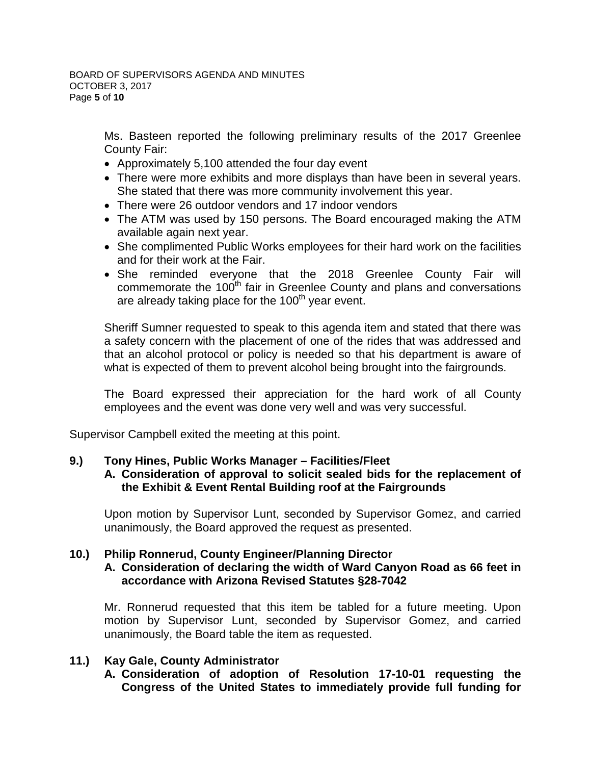Ms. Basteen reported the following preliminary results of the 2017 Greenlee County Fair:

- Approximately 5,100 attended the four day event
- There were more exhibits and more displays than have been in several years. She stated that there was more community involvement this year.
- There were 26 outdoor vendors and 17 indoor vendors
- The ATM was used by 150 persons. The Board encouraged making the ATM available again next year.
- She complimented Public Works employees for their hard work on the facilities and for their work at the Fair.
- She reminded everyone that the 2018 Greenlee County Fair will commemorate the 100th fair in Greenlee County and plans and conversations are already taking place for the 100th year event.

Sheriff Sumner requested to speak to this agenda item and stated that there was a safety concern with the placement of one of the rides that was addressed and that an alcohol protocol or policy is needed so that his department is aware of what is expected of them to prevent alcohol being brought into the fairgrounds.

The Board expressed their appreciation for the hard work of all County employees and the event was done very well and was very successful.

Supervisor Campbell exited the meeting at this point.

**9.) Tony Hines, Public Works Manager – Facilities/Fleet**

**A. Consideration of approval to solicit sealed bids for the replacement of the Exhibit & Event Rental Building roof at the Fairgrounds**

Upon motion by Supervisor Lunt, seconded by Supervisor Gomez, and carried unanimously, the Board approved the request as presented.

**10.) Philip Ronnerud, County Engineer/Planning Director**

**A. Consideration of declaring the width of Ward Canyon Road as 66 feet in accordance with Arizona Revised Statutes §28-7042**

Mr. Ronnerud requested that this item be tabled for a future meeting. Upon motion by Supervisor Lunt, seconded by Supervisor Gomez, and carried unanimously, the Board table the item as requested.

**11.) Kay Gale, County Administrator**

**A. Consideration of adoption of Resolution 17-10-01 requesting the Congress of the United States to immediately provide full funding for**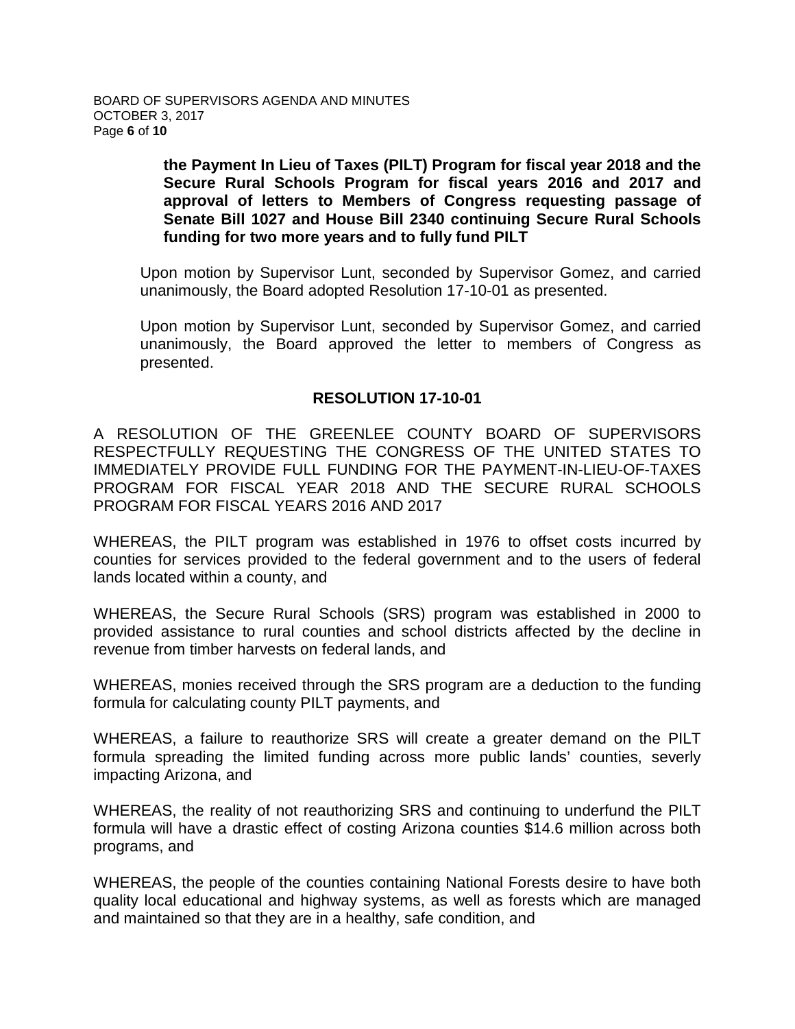**the Payment In Lieu of Taxes (PILT) Program for fiscal year 2018 and the Secure Rural Schools Program for fiscal years 2016 and 2017 and approval of letters to Members of Congress requesting passage of Senate Bill 1027 and House Bill 2340 continuing Secure Rural Schools funding for two more years and to fully fund PILT**

Upon motion by Supervisor Lunt, seconded by Supervisor Gomez, and carried unanimously, the Board adopted Resolution 17-10-01 as presented.

Upon motion by Supervisor Lunt, seconded by Supervisor Gomez, and carried unanimously, the Board approved the letter to members of Congress as presented.

**RESOLUTION 17-10-01**

A RESOLUTION OF THE GREENLEE COUNTY BOARD OF SUPERVISORS RESPECTFULLY REQUESTING THE CONGRESS OF THE UNITED STATES TO IMMEDIATELY PROVIDE FULL FUNDING FOR THE PAYMENT-IN-LIEU-OF-TAXES PROGRAM FOR FISCAL YEAR 2018 AND THE SECURE RURAL SCHOOLS PROGRAM FOR FISCAL YEARS 2016 AND 2017

WHEREAS, the PILT program was established in 1976 to offset costs incurred by counties for services provided to the federal government and to the users of federal lands located within a county, and

WHEREAS, the Secure Rural Schools (SRS) program was established in 2000 to provided assistance to rural counties and school districts affected by the decline in revenue from timber harvests on federal lands, and

WHEREAS, monies received through the SRS program are a deduction to the funding formula for calculating county PILT payments, and

WHEREAS, a failure to reauthorize SRS will create a greater demand on the PILT formula spreading the limited funding across more public lands' counties, severly impacting Arizona, and

WHEREAS, the reality of not reauthorizing SRS and continuing to underfund the PILT formula will have a drastic effect of costing Arizona counties $14.6 million across both programs, and

WHEREAS, the people of the counties containing National Forests desire to have both quality local educational and highway systems, as well as forests which are managed and maintained so that they are in a healthy, safe condition, and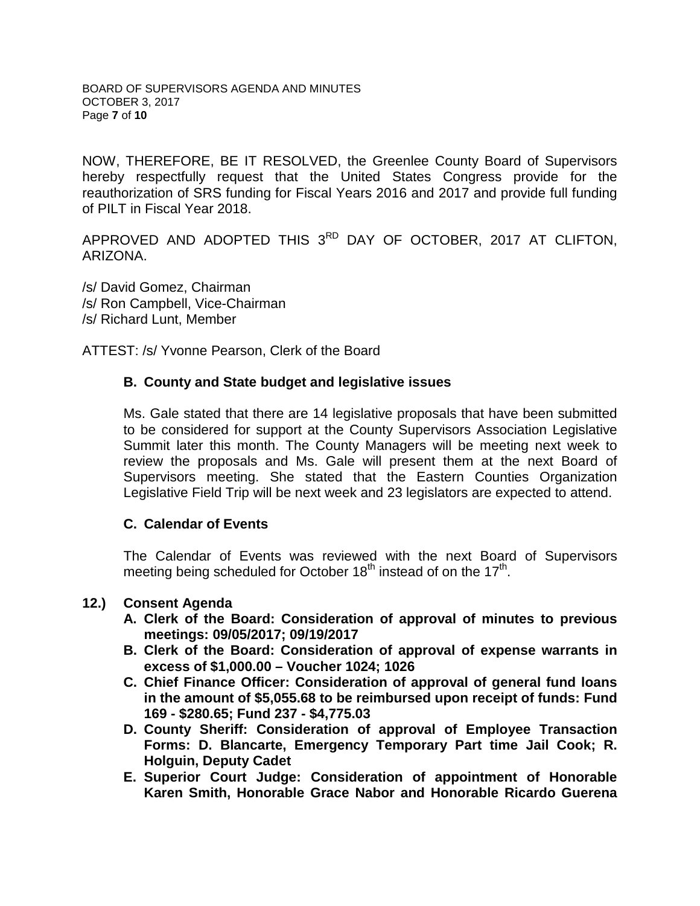NOW, THEREFORE, BE IT RESOLVED, the Greenlee County Board of Supervisors hereby respectfully request that the United States Congress provide for the reauthorization of SRS funding for Fiscal Years 2016 and 2017 and provide full funding of PILT in Fiscal Year 2018.

APPROVED AND ADOPTED THIS 3RD DAY OF OCTOBER, 2017 AT CLIFTON, ARIZONA.

/s/ David Gomez, Chairman
/s/ Ron Campbell, Vice-Chairman
/s/ Richard Lunt, Member

ATTEST: /s/ Yvonne Pearson, Clerk of the Board

**B. County and State budget and legislative issues**

Ms. Gale stated that there are 14 legislative proposals that have been submitted to be considered for support at the County Supervisors Association Legislative Summit later this month. The County Managers will be meeting next week to review the proposals and Ms. Gale will present them at the next Board of Supervisors meeting. She stated that the Eastern Counties Organization Legislative Field Trip will be next week and 23 legislators are expected to attend.

**C. Calendar of Events**

The Calendar of Events was reviewed with the next Board of Supervisors meeting being scheduled for October 18th instead of on the 17th.

**12.) Consent Agenda**

**A. Clerk of the Board: Consideration of approval of minutes to previous meetings: 09/05/2017; 09/19/2017**

**B. Clerk of the Board: Consideration of approval of expense warrants in excess of $1,000.00 – Voucher 1024; 1026**

**C. Chief Finance Officer: Consideration of approval of general fund loans in the amount of $5,055.68 to be reimbursed upon receipt of funds: Fund 169 - $280.65; Fund 237 - $4,775.03**

**D. County Sheriff: Consideration of approval of Employee Transaction Forms: D. Blancarte, Emergency Temporary Part time Jail Cook; R. Holguin, Deputy Cadet**

**E. Superior Court Judge: Consideration of appointment of Honorable Karen Smith, Honorable Grace Nabor and Honorable Ricardo Guerena**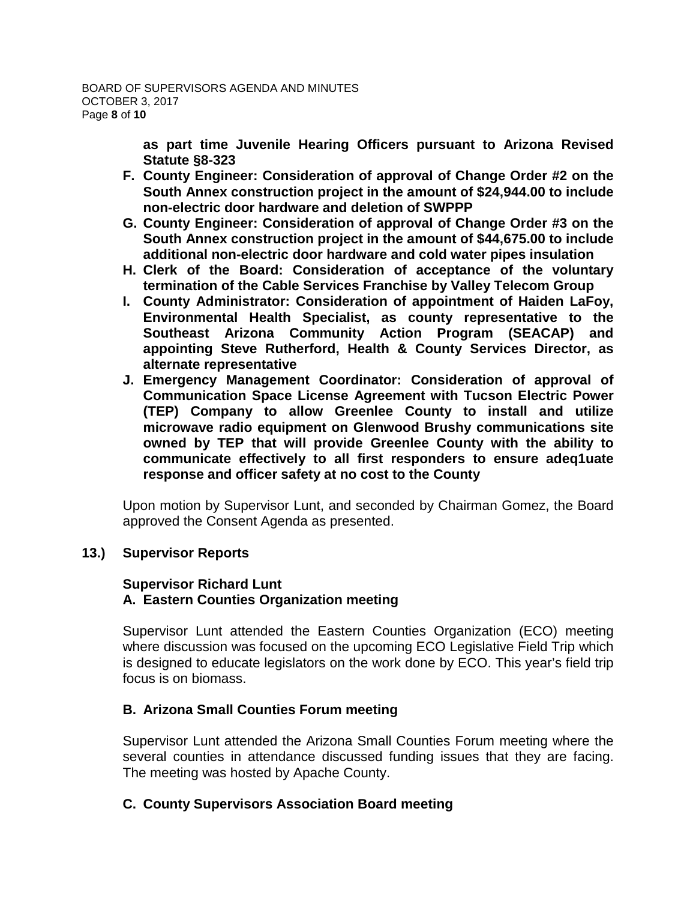**as part time Juvenile Hearing Officers pursuant to Arizona Revised Statute §8-323**

**F. County Engineer: Consideration of approval of Change Order #2 on the South Annex construction project in the amount of $24,944.00 to include non-electric door hardware and deletion of SWPPP**

**G. County Engineer: Consideration of approval of Change Order #3 on the South Annex construction project in the amount of $44,675.00 to include additional non-electric door hardware and cold water pipes insulation**

**H. Clerk of the Board: Consideration of acceptance of the voluntary termination of the Cable Services Franchise by Valley Telecom Group**

**I. County Administrator: Consideration of appointment of Haiden LaFoy, Environmental Health Specialist, as county representative to the Southeast Arizona Community Action Program (SEACAP) and appointing Steve Rutherford, Health & County Services Director, as alternate representative**

**J. Emergency Management Coordinator: Consideration of approval of Communication Space License Agreement with Tucson Electric Power (TEP) Company to allow Greenlee County to install and utilize microwave radio equipment on Glenwood Brushy communications site owned by TEP that will provide Greenlee County with the ability to communicate effectively to all first responders to ensure adeq1uate response and officer safety at no cost to the County**

Upon motion by Supervisor Lunt, and seconded by Chairman Gomez, the Board approved the Consent Agenda as presented.

## 13.) Supervisor Reports

**Supervisor Richard Lunt**

### A. Eastern Counties Organization meeting

Supervisor Lunt attended the Eastern Counties Organization (ECO) meeting where discussion was focused on the upcoming ECO Legislative Field Trip which is designed to educate legislators on the work done by ECO. This year's field trip focus is on biomass.

### B. Arizona Small Counties Forum meeting

Supervisor Lunt attended the Arizona Small Counties Forum meeting where the several counties in attendance discussed funding issues that they are facing. The meeting was hosted by Apache County.

### C. County Supervisors Association Board meeting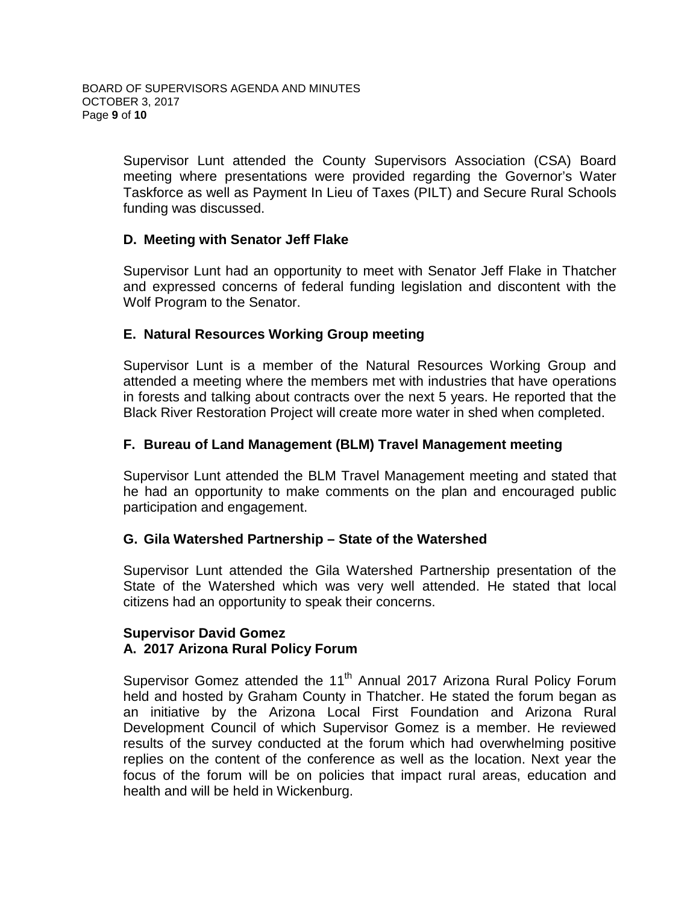Supervisor Lunt attended the County Supervisors Association (CSA) Board meeting where presentations were provided regarding the Governor's Water Taskforce as well as Payment In Lieu of Taxes (PILT) and Secure Rural Schools funding was discussed.

**D. Meeting with Senator Jeff Flake**

Supervisor Lunt had an opportunity to meet with Senator Jeff Flake in Thatcher and expressed concerns of federal funding legislation and discontent with the Wolf Program to the Senator.

**E. Natural Resources Working Group meeting**

Supervisor Lunt is a member of the Natural Resources Working Group and attended a meeting where the members met with industries that have operations in forests and talking about contracts over the next 5 years. He reported that the Black River Restoration Project will create more water in shed when completed.

**F. Bureau of Land Management (BLM) Travel Management meeting**

Supervisor Lunt attended the BLM Travel Management meeting and stated that he had an opportunity to make comments on the plan and encouraged public participation and engagement.

**G. Gila Watershed Partnership – State of the Watershed**

Supervisor Lunt attended the Gila Watershed Partnership presentation of the State of the Watershed which was very well attended. He stated that local citizens had an opportunity to speak their concerns.

**Supervisor David Gomez**
**A. 2017 Arizona Rural Policy Forum**

Supervisor Gomez attended the 11th Annual 2017 Arizona Rural Policy Forum held and hosted by Graham County in Thatcher. He stated the forum began as an initiative by the Arizona Local First Foundation and Arizona Rural Development Council of which Supervisor Gomez is a member. He reviewed results of the survey conducted at the forum which had overwhelming positive replies on the content of the conference as well as the location. Next year the focus of the forum will be on policies that impact rural areas, education and health and will be held in Wickenburg.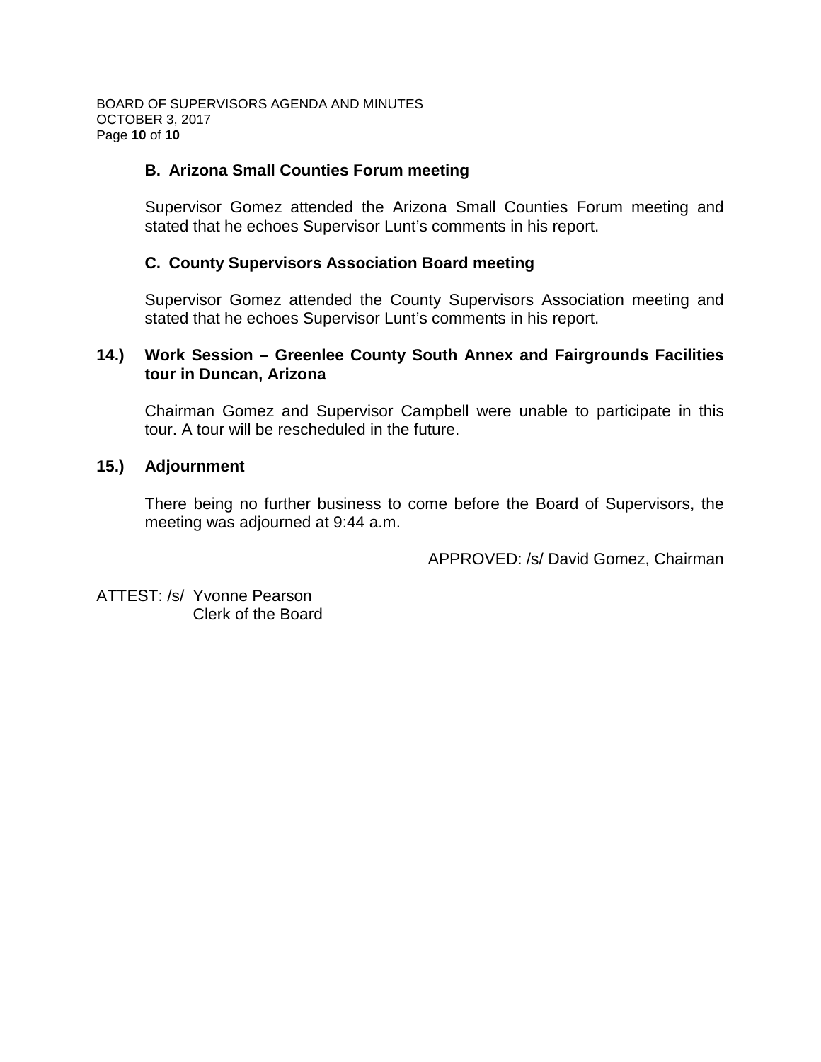### B. Arizona Small Counties Forum meeting

Supervisor Gomez attended the Arizona Small Counties Forum meeting and stated that he echoes Supervisor Lunt's comments in his report.

### C. County Supervisors Association Board meeting

Supervisor Gomez attended the County Supervisors Association meeting and stated that he echoes Supervisor Lunt's comments in his report.

## 14.) Work Session – Greenlee County South Annex and Fairgrounds Facilities tour in Duncan, Arizona

Chairman Gomez and Supervisor Campbell were unable to participate in this tour. A tour will be rescheduled in the future.

## 15.) Adjournment

There being no further business to come before the Board of Supervisors, the meeting was adjourned at 9:44 a.m.

APPROVED: /s/ David Gomez, Chairman

ATTEST: /s/ Yvonne Pearson
Clerk of the Board